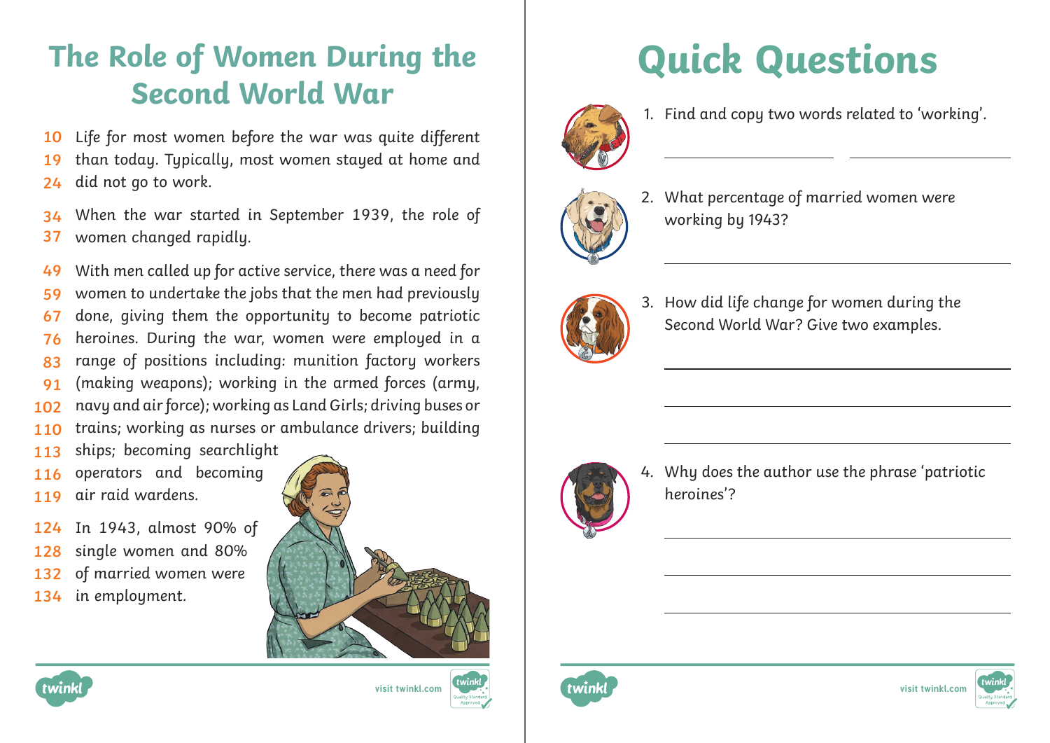# The Role of Women During the Second World War

10 Life for most women before the war was quite different
19 than today. Typically, most women stayed at home and
24 did not go to work.

34 When the war started in September 1939, the role of
37 women changed rapidly.

49 With men called up for active service, there was a need for
59 women to undertake the jobs that the men had previously
67 done, giving them the opportunity to become patriotic
76 heroines. During the war, women were employed in a
83 range of positions including: munition factory workers
91 (making weapons); working in the armed forces (army,
102 navy and air force); working as Land Girls; driving buses or
110 trains; working as nurses or ambulance drivers; building
113 ships; becoming searchlight
116 operators and becoming
119 air raid wardens.

124 In 1943, almost 90% of
128 single women and 80%
132 of married women were
134 in employment.

# Quick Questions

1. Find and copy two words related to 'working'.

   ______________________ ______________________

2. What percentage of married women were working by 1943?

   ____________________________________________

3. How did life change for women during the Second World War? Give two examples.

   ____________________________________________

   ____________________________________________

   ____________________________________________

4. Why does the author use the phrase 'patriotic heroines'?

   ____________________________________________

   ____________________________________________

   ____________________________________________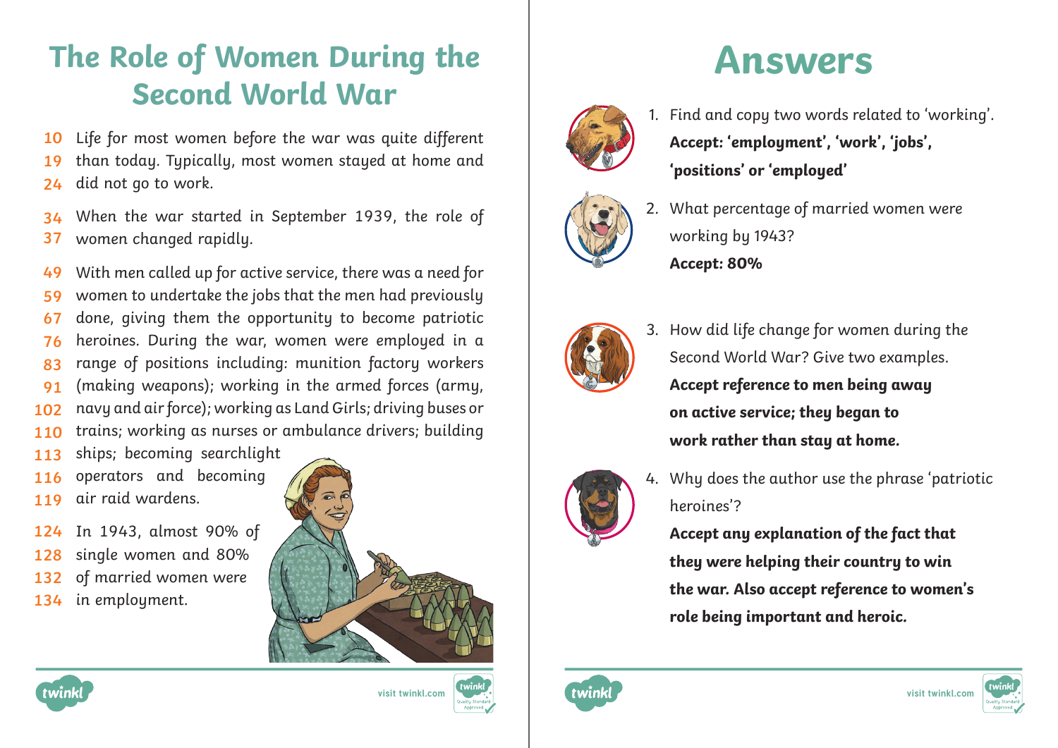# The Role of Women During the Second World War

10 Life for most women before the war was quite different
19 than today. Typically, most women stayed at home and
24 did not go to work.

34 When the war started in September 1939, the role of
37 women changed rapidly.

49 With men called up for active service, there was a need for
59 women to undertake the jobs that the men had previously
67 done, giving them the opportunity to become patriotic
76 heroines. During the war, women were employed in a
83 range of positions including: munition factory workers
91 (making weapons); working in the armed forces (army,
102 navy and air force); working as Land Girls; driving buses or
110 trains; working as nurses or ambulance drivers; building
113 ships; becoming searchlight
116 operators and becoming
119 air raid wardens.

124 In 1943, almost 90% of
128 single women and 80%
132 of married women were
134 in employment.

# Answers

1. Find and copy two words related to 'working'.
   **Accept: 'employment', 'work', 'jobs', 'positions' or 'employed'**

2. What percentage of married women were working by 1943?
   **Accept: 80%**

3. How did life change for women during the Second World War? Give two examples.
   **Accept reference to men being away on active service; they began to work rather than stay at home.**

4. Why does the author use the phrase 'patriotic heroines'?
   **Accept any explanation of the fact that they were helping their country to win the war. Also accept reference to women's role being important and heroic.**